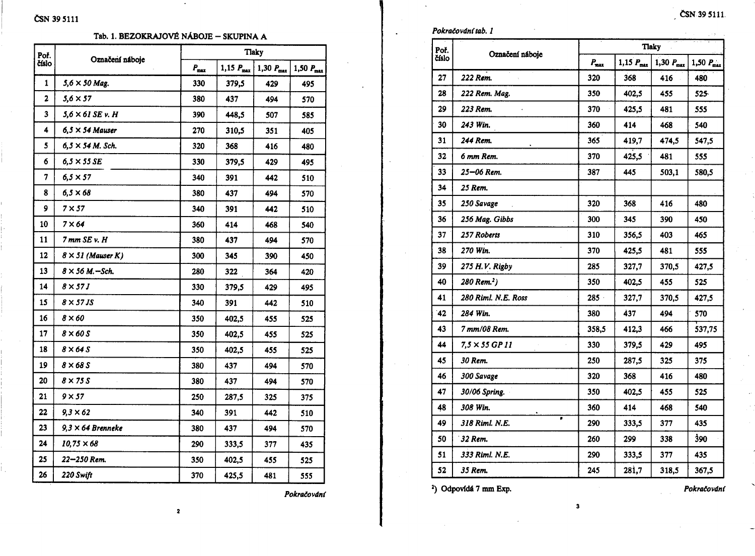## Tab. 1. BEZOKRAJOVÉ NÁBOJE – SKUPINA A

| Poř. číslo | Označení náboje | Tlaky | | | |
|---|---|---|---|---|---|
| | | $P_{max}$ | 1,15 $P_{max}$ | 1,30 $P_{max}$ | 1,50 $P_{max}$ |
| 1 | *5,6 × 50 Mag.* | 330 | 379,5 | 429 | 495 |
| 2 | *5,6 × 57* | 380 | 437 | 494 | 570 |
| 3 | *5,6 × 61 SE v. H* | 390 | 448,5 | 507 | 585 |
| 4 | *6,5 × 54 Mauser* | 270 | 310,5 | 351 | 405 |
| 5 | *6,5 × 54 M. Sch.* | 320 | 368 | 416 | 480 |
| 6 | *6,5 × 55 SE* | 330 | 379,5 | 429 | 495 |
| 7 | *6,5 × 57* | 340 | 391 | 442 | 510 |
| 8 | *6,5 × 68* | 380 | 437 | 494 | 570 |
| 9 | *7 × 57* | 340 | 391 | 442 | 510 |
| 10 | *7 × 64* | 360 | 414 | 468 | 540 |
| 11 | *7 mm SE v. H* | 380 | 437 | 494 | 570 |
| 12 | *8 × 51 (Mauser K)* | 300 | 345 | 390 | 450 |
| 13 | *8 × 56 M.–Sch.* | 280 | 322 | 364 | 420 |
| 14 | *8 × 57 J* | 330 | 379,5 | 429 | 495 |
| 15 | *8 × 57 JS* | 340 | 391 | 442 | 510 |
| 16 | *8 × 60* | 350 | 402,5 | 455 | 525 |
| 17 | *8 × 60 S* | 350 | 402,5 | 455 | 525 |
| 18 | *8 × 64 S* | 350 | 402,5 | 455 | 525 |
| 19 | *8 × 68 S* | 380 | 437 | 494 | 570 |
| 20 | *8 × 75 S* | 380 | 437 | 494 | 570 |
| 21 | *9 × 57* | 250 | 287,5 | 325 | 375 |
| 22 | *9,3 × 62* | 340 | 391 | 442 | 510 |
| 23 | *9,3 × 64 Brenneke* | 380 | 437 | 494 | 570 |
| 24 | *10,75 × 68* | 290 | 333,5 | 377 | 435 |
| 25 | *22–250 Rem.* | 350 | 402,5 | 455 | 525 |
| 26 | *220 Swift* | 370 | 425,5 | 481 | 555 |
| 27 | *222 Rem.* | 320 | 368 | 416 | 480 |
| 28 | *222 Rem. Mag.* | 350 | 402,5 | 455 | 525 |
| 29 | *223 Rem.* | 370 | 425,5 | 481 | 555 |
| 30 | *243 Win.* | 360 | 414 | 468 | 540 |
| 31 | *244 Rem.* | 365 | 419,7 | 474,5 | 547,5 |
| 32 | *6 mm Rem.* | 370 | 425,5 | 481 | 555 |
| 33 | *25–06 Rem.* | 387 | 445 | 503,1 | 580,5 |
| 34 | *25 Rem.* | | | | |
| 35 | *250 Savage* | 320 | 368 | 416 | 480 |
| 36 | *256 Mag. Gibbs* | 300 | 345 | 390 | 450 |
| 37 | *257 Roberts* | 310 | 356,5 | 403 | 465 |
| 38 | *270 Win.* | 370 | 425,5 | 481 | 555 |
| 39 | *275 H.V. Rigby* | 285 | 327,7 | 370,5 | 427,5 |
| 40 | *280 Rem.*[2]) | 350 | 402,5 | 455 | 525 |
| 41 | *280 Riml. N.E. Ross* | 285 | 327,7 | 370,5 | 427,5 |
| 42 | *284 Win.* | 380 | 437 | 494 | 570 |
| 43 | *7 mm/08 Rem.* | 358,5 | 412,3 | 466 | 537,75 |
| 44 | *7,5 × 55 GP 11* | 330 | 379,5 | 429 | 495 |
| 45 | *30 Rem.* | 250 | 287,5 | 325 | 375 |
| 46 | *300 Savage* | 320 | 368 | 416 | 480 |
| 47 | *30/06 Spring.* | 350 | 402,5 | 455 | 525 |
| 48 | *308 Win.* | 360 | 414 | 468 | 540 |
| 49 | *318 Riml. N.E.* | 290 | 333,5 | 377 | 435 |
| 50 | *32 Rem.* | 260 | 299 | 338 | 390 |
| 51 | *333 Riml. N.E.* | 290 | 333,5 | 377 | 435 |
| 52 | *35 Rem.* | 245 | 281,7 | 318,5 | 367,5 |

[2]) Odpovídá 7 mm Exp.

*Pokračování*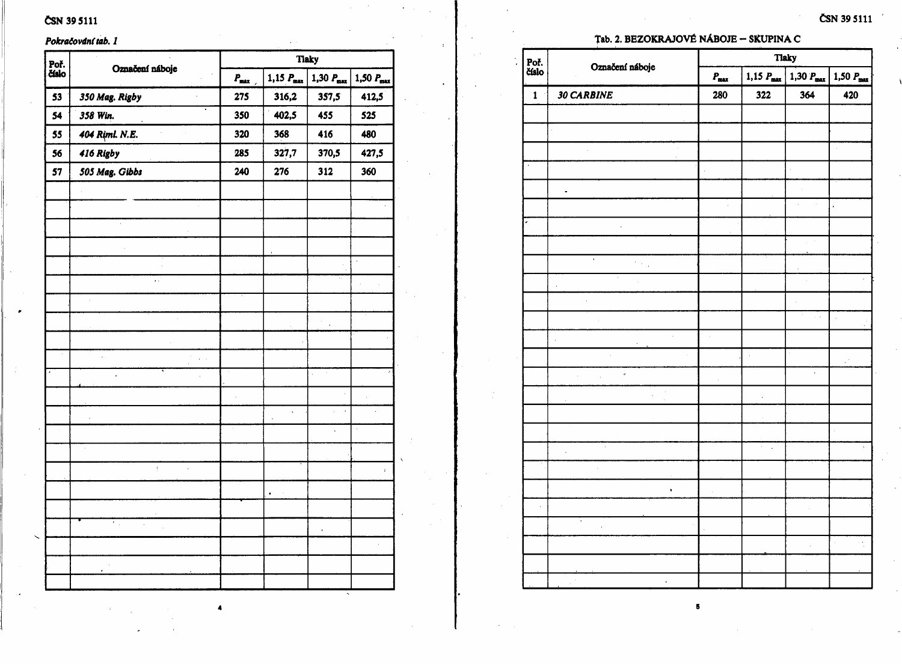*Pokračovní tab. 1*

| Poř. číslo | Označení náboje | Tlaky | | | |
|---|---|---|---|---|---|
| | | $P_{max}$ | 1,15 $P_{max}$ | 1,30 $P_{max}$ | 1,50 $P_{max}$ |
| 53 | *350 Mag. Rigby* | 275 | 316,2 | 357,5 | 412,5 |
| 54 | *358 Win.* | 350 | 402,5 | 455 | 525 |
| 55 | *404 Riml. N.E.* | 320 | 368 | 416 | 480 |
| 56 | *416 Rigby* | 285 | 327,7 | 370,5 | 427,5 |
| 57 | *505 Mag. Gibbs* | 240 | 276 | 312 | 360 |

## Tab. 2. BEZOKRAJOVÉ NÁBOJE – SKUPINA C

| Poř. číslo | Označení náboje | Tlaky | | | |
|---|---|---|---|---|---|
| | | $P_{max}$ | 1,15 $P_{max}$ | 1,30 $P_{max}$ | 1,50 $P_{max}$ |
| 1 | *30 CARBINE* | 280 | 322 | 364 | 420 |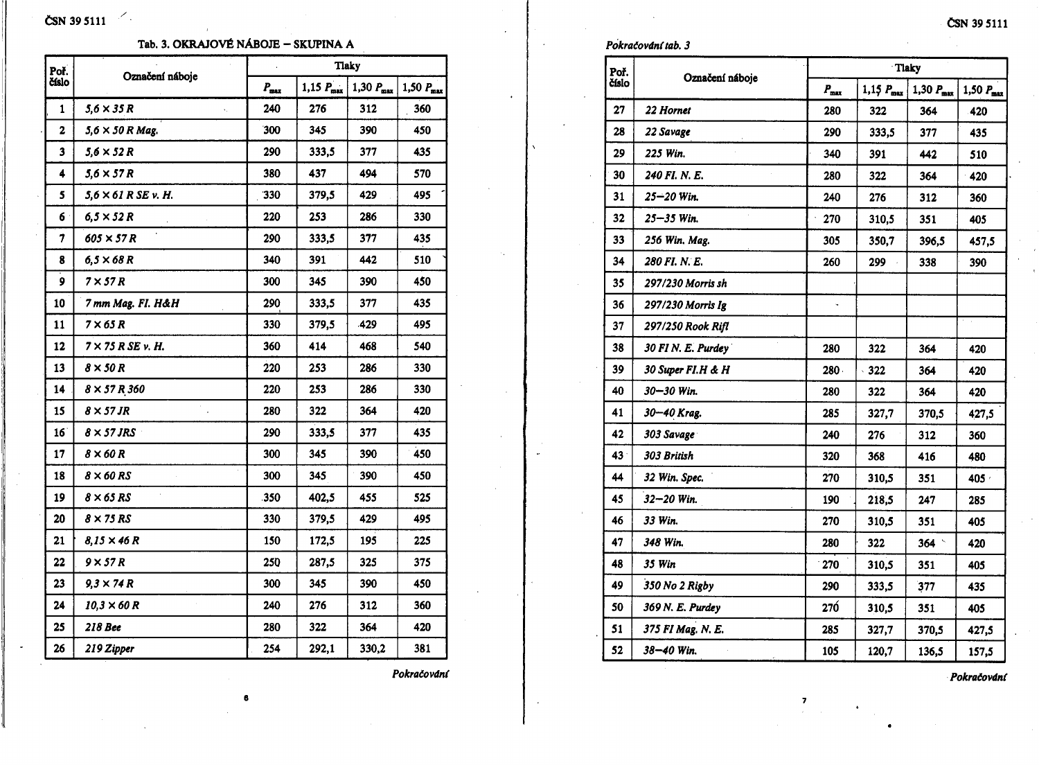## Tab. 3. OKRAJOVÉ NÁBOJE – SKUPINA A

| Poř. číslo | Označení náboje | Tlaky | | | |
|---|---|---|---|---|---|
| | | $P_{max}$ | 1,15 $P_{max}$ | 1,30 $P_{max}$ | 1,50 $P_{max}$ |
| 1 | *5,6 × 35 R* | 240 | 276 | 312 | 360 |
| 2 | *5,6 × 50 R Mag.* | 300 | 345 | 390 | 450 |
| 3 | *5,6 × 52 R* | 290 | 333,5 | 377 | 435 |
| 4 | *5,6 × 57 R* | 380 | 437 | 494 | 570 |
| 5 | *5,6 × 61 R SE v. H.* | 330 | 379,5 | 429 | 495 |
| 6 | *6,5 × 52 R* | 220 | 253 | 286 | 330 |
| 7 | *605 × 57 R* | 290 | 333,5 | 377 | 435 |
| 8 | *6,5 × 68 R* | 340 | 391 | 442 | 510 |
| 9 | *7 × 57 R* | 300 | 345 | 390 | 450 |
| 10 | *7 mm Mag. Fl. H&H* | 290 | 333,5 | 377 | 435 |
| 11 | *7 × 65 R* | 330 | 379,5 | 429 | 495 |
| 12 | *7 × 75 R SE v. H.* | 360 | 414 | 468 | 540 |
| 13 | *8 × 50 R* | 220 | 253 | 286 | 330 |
| 14 | *8 × 57 R 360* | 220 | 253 | 286 | 330 |
| 15 | *8 × 57 JR* | 280 | 322 | 364 | 420 |
| 16 | *8 × 57 JRS* | 290 | 333,5 | 377 | 435 |
| 17 | *8 × 60 R* | 300 | 345 | 390 | 450 |
| 18 | *8 × 60 RS* | 300 | 345 | 390 | 450 |
| 19 | *8 × 65 RS* | 350 | 402,5 | 455 | 525 |
| 20 | *8 × 75 RS* | 330 | 379,5 | 429 | 495 |
| 21 | *8,15 × 46 R* | 150 | 172,5 | 195 | 225 |
| 22 | *9 × 57 R* | 250 | 287,5 | 325 | 375 |
| 23 | *9,3 × 74 R* | 300 | 345 | 390 | 450 |
| 24 | *10,3 × 60 R* | 240 | 276 | 312 | 360 |
| 25 | *218 Bee* | 280 | 322 | 364 | 420 |
| 26 | *219 Zipper* | 254 | 292,1 | 330,2 | 381 |
| 27 | *22 Hornet* | 280 | 322 | 364 | 420 |
| 28 | *22 Savage* | 290 | 333,5 | 377 | 435 |
| 29 | *225 Win.* | 340 | 391 | 442 | 510 |
| 30 | *240 Fl. N. E.* | 280 | 322 | 364 | 420 |
| 31 | *25–20 Win.* | 240 | 276 | 312 | 360 |
| 32 | *25–35 Win.* | 270 | 310,5 | 351 | 405 |
| 33 | *256 Win. Mag.* | 305 | 350,7 | 396,5 | 457,5 |
| 34 | *280 Fl. N. E.* | 260 | 299 | 338 | 390 |
| 35 | *297/230 Morris sh* | | | | |
| 36 | *297/230 Morris lg* | | | | |
| 37 | *297/250 Rook Rifl* | | | | |
| 38 | *30 Fl N. E. Purdey* | 280 | 322 | 364 | 420 |
| 39 | *30 Super Fl.H & H* | 280 | 322 | 364 | 420 |
| 40 | *30–30 Win.* | 280 | 322 | 364 | 420 |
| 41 | *30–40 Krag.* | 285 | 327,7 | 370,5 | 427,5 |
| 42 | *303 Savage* | 240 | 276 | 312 | 360 |
| 43 | *303 British* | 320 | 368 | 416 | 480 |
| 44 | *32 Win. Spec.* | 270 | 310,5 | 351 | 405 |
| 45 | *32–20 Win.* | 190 | 218,5 | 247 | 285 |
| 46 | *33 Win.* | 270 | 310,5 | 351 | 405 |
| 47 | *348 Win.* | 280 | 322 | 364 | 420 |
| 48 | *35 Win* | 270 | 310,5 | 351 | 405 |
| 49 | *350 No 2 Rigby* | 290 | 333,5 | 377 | 435 |
| 50 | *369 N. E. Purdey* | 270 | 310,5 | 351 | 405 |
| 51 | *375 Fl Mag. N. E.* | 285 | 327,7 | 370,5 | 427,5 |
| 52 | *38–40 Win.* | 105 | 120,7 | 136,5 | 157,5 |

*Pokračování*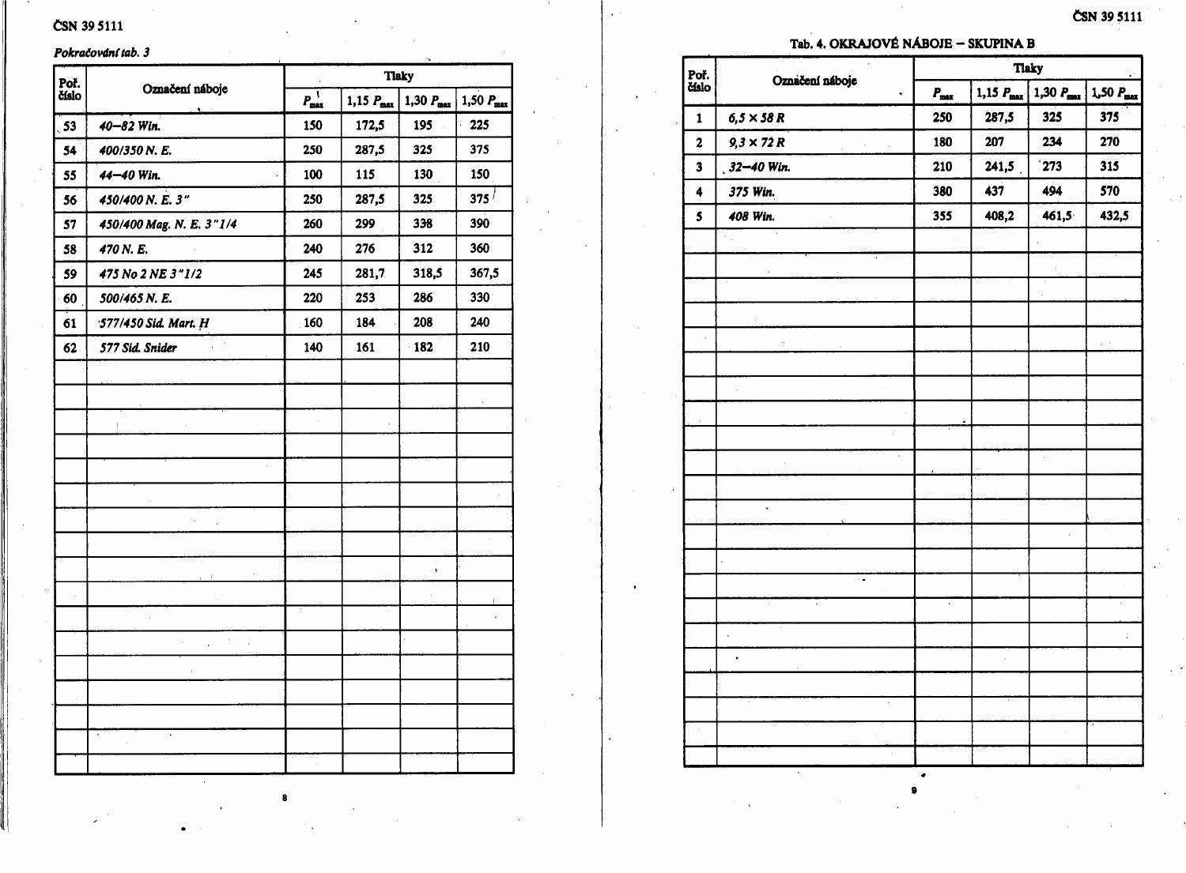*Pokračování tab. 3*

| Poř. číslo | Označení náboje | Tlaky | | | |
|---|---|---|---|---|---|
| | | $P_{max}$ | 1,15 $P_{max}$ | 1,30 $P_{max}$ | 1,50 $P_{max}$ |
| 53 | *40–82 Win.* | 150 | 172,5 | 195 | 225 |
| 54 | *400/350 N. E.* | 250 | 287,5 | 325 | 375 |
| 55 | *44–40 Win.* | 100 | 115 | 130 | 150 |
| 56 | *450/400 N. E. 3"* | 250 | 287,5 | 325 | 375 |
| 57 | *450/400 Mag. N. E. 3"1/4* | 260 | 299 | 338 | 390 |
| 58 | *470 N. E.* | 240 | 276 | 312 | 360 |
| 59 | *475 No 2 NE 3"1/2* | 245 | 281,7 | 318,5 | 367,5 |
| 60 | *500/465 N. E.* | 220 | 253 | 286 | 330 |
| 61 | *577/450 Sid. Mart. H* | 160 | 184 | 208 | 240 |
| 62 | *577 Sid. Snider* | 140 | 161 | 182 | 210 |

**Tab. 4. OKRAJOVÉ NÁBOJE – SKUPINA B**

| Poř. číslo | Označení náboje | Tlaky | | | |
|---|---|---|---|---|---|
| | | $P_{max}$ | 1,15 $P_{max}$ | 1,30 $P_{max}$ | 1,50 $P_{max}$ |
| 1 | *6,5 × 58 R* | 250 | 287,5 | 325 | 375 |
| 2 | *9,3 × 72 R* | 180 | 207 | 234 | 270 |
| 3 | *32–40 Win.* | 210 | 241,5 | 273 | 315 |
| 4 | *375 Win.* | 380 | 437 | 494 | 570 |
| 5 | *408 Win.* | 355 | 408,2 | 461,5 | 432,5 |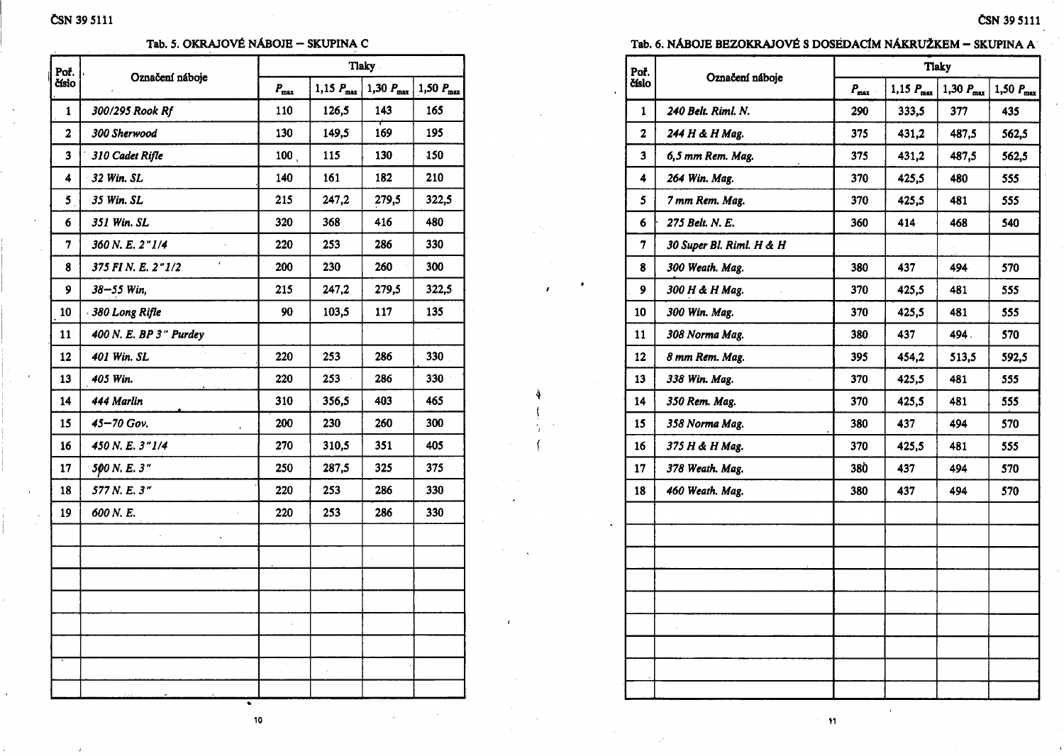## Tab. 5. OKRAJOVÉ NÁBOJE – SKUPINA C

| Poř. číslo | Označení náboje | Tlaky | | | |
|---|---|---|---|---|---|
| | | $P_{max}$ | 1,15 $P_{max}$ | 1,30 $P_{max}$ | 1,50 $P_{max}$ |
| 1 | *300/295 Rook Rf* | 110 | 126,5 | 143 | 165 |
| 2 | *300 Sherwood* | 130 | 149,5 | 169 | 195 |
| 3 | *310 Cadet Rifle* | 100 | 115 | 130 | 150 |
| 4 | *32 Win. SL* | 140 | 161 | 182 | 210 |
| 5 | *35 Win. SL* | 215 | 247,2 | 279,5 | 322,5 |
| 6 | *351 Win. SL* | 320 | 368 | 416 | 480 |
| 7 | *360 N. E. 2"1/4* | 220 | 253 | 286 | 330 |
| 8 | *375 Fl N. E. 2"1/2* | 200 | 230 | 260 | 300 |
| 9 | *38–55 Win,* | 215 | 247,2 | 279,5 | 322,5 |
| 10 | *380 Long Rifle* | 90 | 103,5 | 117 | 135 |
| 11 | *400 N. E. BP 3" Purdey* | | | | |
| 12 | *401 Win. SL* | 220 | 253 | 286 | 330 |
| 13 | *405 Win.* | 220 | 253 | 286 | 330 |
| 14 | *444 Marlin* | 310 | 356,5 | 403 | 465 |
| 15 | *45–70 Gov.* | 200 | 230 | 260 | 300 |
| 16 | *450 N. E. 3"1/4* | 270 | 310,5 | 351 | 405 |
| 17 | *500 N. E. 3"* | 250 | 287,5 | 325 | 375 |
| 18 | *577 N. E. 3"* | 220 | 253 | 286 | 330 |
| 19 | *600 N. E.* | 220 | 253 | 286 | 330 |

## Tab. 6. NÁBOJE BEZOKRAJOVÉ S DOSEDACÍM NÁKRUŽKEM – SKUPINA A

| Poř. číslo | Označení náboje | Tlaky | | | |
|---|---|---|---|---|---|
| | | $P_{max}$ | 1,15 $P_{max}$ | 1,30 $P_{max}$ | 1,50 $P_{max}$ |
| 1 | *240 Belt. Riml. N.* | 290 | 333,5 | 377 | 435 |
| 2 | *244 H & H Mag.* | 375 | 431,2 | 487,5 | 562,5 |
| 3 | *6,5 mm Rem. Mag.* | 375 | 431,2 | 487,5 | 562,5 |
| 4 | *264 Win. Mag.* | 370 | 425,5 | 480 | 555 |
| 5 | *7 mm Rem. Mag.* | 370 | 425,5 | 481 | 555 |
| 6 | *275 Belt. N. E.* | 360 | 414 | 468 | 540 |
| 7 | *30 Super Bl. Riml. H & H* | | | | |
| 8 | *300 Weath. Mag.* | 380 | 437 | 494 | 570 |
| 9 | *300 H & H Mag.* | 370 | 425,5 | 481 | 555 |
| 10 | *300 Win. Mag.* | 370 | 425,5 | 481 | 555 |
| 11 | *308 Norma Mag.* | 380 | 437 | 494 | 570 |
| 12 | *8 mm Rem. Mag.* | 395 | 454,2 | 513,5 | 592,5 |
| 13 | *338 Win. Mag.* | 370 | 425,5 | 481 | 555 |
| 14 | *350 Rem. Mag.* | 370 | 425,5 | 481 | 555 |
| 15 | *358 Norma Mag.* | 380 | 437 | 494 | 570 |
| 16 | *375 H & H Mag.* | 370 | 425,5 | 481 | 555 |
| 17 | *378 Weath. Mag.* | 380 | 437 | 494 | 570 |
| 18 | *460 Weath. Mag.* | 380 | 437 | 494 | 570 |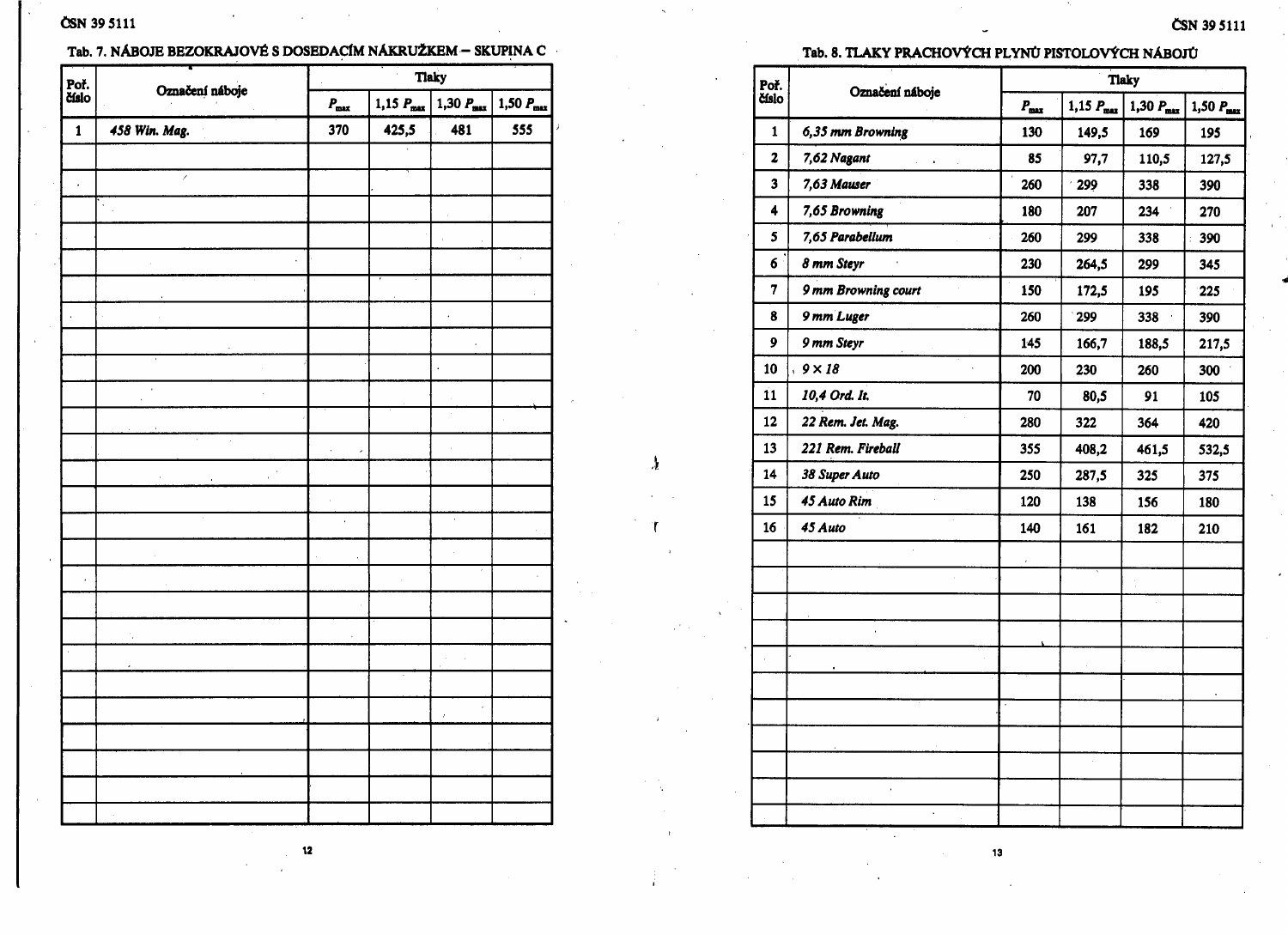**Tab. 7. NÁBOJE BEZOKRAJOVÉ S DOSEDACÍM NÁKRUŽKEM – SKUPINA C**

| Poř. číslo | Označení náboje | Tlaky | | | |
|---|---|---|---|---|---|
| | | $P_{max}$ | 1,15 $P_{max}$ | 1,30 $P_{max}$ | 1,50 $P_{max}$ |
| 1 | *458 Win. Mag.* | 370 | 425,5 | 481 | 555 |

**Tab. 8. TLAKY PRACHOVÝCH PLYNŮ PISTOLOVÝCH NÁBOJŮ**

| Poř. číslo | Označení náboje | Tlaky | | | |
|---|---|---|---|---|---|
| | | $P_{max}$ | 1,15 $P_{max}$ | 1,30 $P_{max}$ | 1,50 $P_{max}$ |
| 1 | *6,35 mm Browning* | 130 | 149,5 | 169 | 195 |
| 2 | *7,62 Nagant* | 85 | 97,7 | 110,5 | 127,5 |
| 3 | *7,63 Mauser* | 260 | 299 | 338 | 390 |
| 4 | *7,65 Browning* | 180 | 207 | 234 | 270 |
| 5 | *7,65 Parabellum* | 260 | 299 | 338 | 390 |
| 6 | *8 mm Steyr* | 230 | 264,5 | 299 | 345 |
| 7 | *9 mm Browning court* | 150 | 172,5 | 195 | 225 |
| 8 | *9 mm Luger* | 260 | 299 | 338 | 390 |
| 9 | *9 mm Steyr* | 145 | 166,7 | 188,5 | 217,5 |
| 10 | *9 × 18* | 200 | 230 | 260 | 300 |
| 11 | *10,4 Ord. It.* | 70 | 80,5 | 91 | 105 |
| 12 | *22 Rem. Jet. Mag.* | 280 | 322 | 364 | 420 |
| 13 | *221 Rem. Fireball* | 355 | 408,2 | 461,5 | 532,5 |
| 14 | *38 Super Auto* | 250 | 287,5 | 325 | 375 |
| 15 | *45 Auto Rim* | 120 | 138 | 156 | 180 |
| 16 | *45 Auto* | 140 | 161 | 182 | 210 |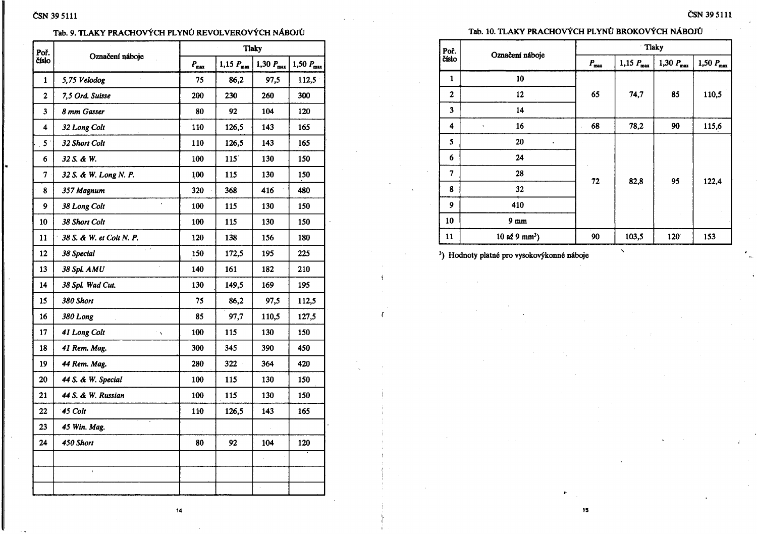### Tab. 9. TLAKY PRACHOVÝCH PLYNŮ REVOLVEROVÝCH NÁBOJŮ

| Poř. číslo | Označení náboje | Tlaky | | | |
|---|---|---|---|---|---|
| | | $P_{max}$ | 1,15 $P_{max}$ | 1,30 $P_{max}$ | 1,50 $P_{max}$ |
| 1 | *5,75 Velodog* | 75 | 86,2 | 97,5 | 112,5 |
| 2 | *7,5 Ord. Suisse* | 200 | 230 | 260 | 300 |
| 3 | *8 mm Gasser* | 80 | 92 | 104 | 120 |
| 4 | *32 Long Colt* | 110 | 126,5 | 143 | 165 |
| 5 | *32 Short Colt* | 110 | 126,5 | 143 | 165 |
| 6 | *32 S. & W.* | 100 | 115 | 130 | 150 |
| 7 | *32 S. & W. Long N. P.* | 100 | 115 | 130 | 150 |
| 8 | *357 Magnum* | 320 | 368 | 416 | 480 |
| 9 | *38 Long Colt* | 100 | 115 | 130 | 150 |
| 10 | *38 Short Colt* | 100 | 115 | 130 | 150 |
| 11 | *38 S. & W. et Colt N. P.* | 120 | 138 | 156 | 180 |
| 12 | *38 Special* | 150 | 172,5 | 195 | 225 |
| 13 | *38 Spl. AMU* | 140 | 161 | 182 | 210 |
| 14 | *38 Spl. Wad Cut.* | 130 | 149,5 | 169 | 195 |
| 15 | *380 Short* | 75 | 86,2 | 97,5 | 112,5 |
| 16 | *380 Long* | 85 | 97,7 | 110,5 | 127,5 |
| 17 | *41 Long Colt* | 100 | 115 | 130 | 150 |
| 18 | *41 Rem. Mag.* | 300 | 345 | 390 | 450 |
| 19 | *44 Rem. Mag.* | 280 | 322 | 364 | 420 |
| 20 | *44 S. & W. Special* | 100 | 115 | 130 | 150 |
| 21 | *44 S. & W. Russian* | 100 | 115 | 130 | 150 |
| 22 | *45 Colt* | 110 | 126,5 | 143 | 165 |
| 23 | *45 Win. Mag.* | | | | |
| 24 | *450 Short* | 80 | 92 | 104 | 120 |
| | | | | | |
| | | | | | |
| | | | | | |

### Tab. 10. TLAKY PRACHOVÝCH PLYNŮ BROKOVÝCH NÁBOJŮ

| Poř. číslo | Označení náboje | Tlaky | | | |
|---|---|---|---|---|---|
| | | $P_{max}$ | 1,15 $P_{max}$ | 1,30 $P_{max}$ | 1,50 $P_{max}$ |
| 1 | 10 | 65 | 74,7 | 85 | 110,5 |
| 2 | 12 | | | | |
| 3 | 14 | | | | |
| 4 | 16 | 68 | 78,2 | 90 | 115,6 |
| 5 | 20 | 72 | 82,8 | 95 | 122,4 |
| 6 | 24 | | | | |
| 7 | 28 | | | | |
| 8 | 32 | | | | |
| 9 | 410 | | | | |
| 10 | 9 mm | | | | |
| 11 | 10 až 9 mm[3]) | 90 | 103,5 | 120 | 153 |

[3]) Hodnoty platné pro vysokovýkonné náboje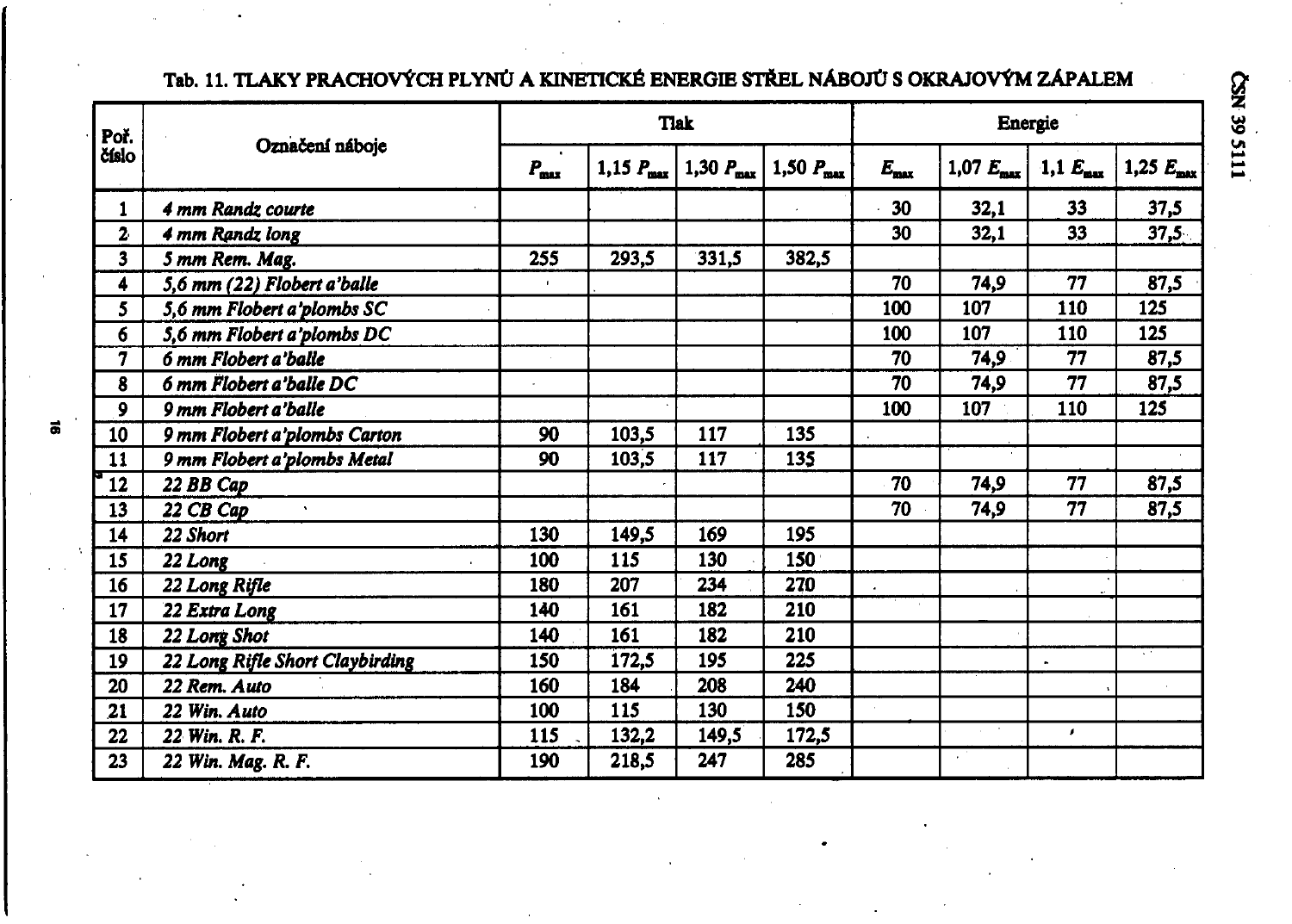Tab. 11. TLAKY PRACHOVÝCH PLYNŮ A KINETICKÉ ENERGIE STŘEL NÁBOJŮ S OKRAJOVÝM ZÁPALEM

| Poř. číslo | Označení náboje | Tlak | | | | Energie | | | |
|---|---|---|---|---|---|---|---|---|---|
| | | $P_{max}$ | 1,15 $P_{max}$ | 1,30 $P_{max}$ | 1,50 $P_{max}$ | $E_{max}$ | 1,07 $E_{max}$ | 1,1 $E_{max}$ | 1,25 $E_{max}$ |
| 1 | *4 mm Randz courte* | | | | | 30 | 32,1 | 33 | 37,5 |
| 2 | *4 mm Randz long* | | | | | 30 | 32,1 | 33 | 37,5 |
| 3 | *5 mm Rem. Mag.* | 255 | 293,5 | 331,5 | 382,5 | | | | |
| 4 | *5,6 mm (22) Flobert a'balle* | | | | | 70 | 74,9 | 77 | 87,5 |
| 5 | *5,6 mm Flobert a'plombs SC* | | | | | 100 | 107 | 110 | 125 |
| 6 | *5,6 mm Flobert a'plombs DC* | | | | | 100 | 107 | 110 | 125 |
| 7 | *6 mm Flobert a'balle* | | | | | 70 | 74,9 | 77 | 87,5 |
| 8 | *6 mm Flobert a'balle DC* | | | | | 70 | 74,9 | 77 | 87,5 |
| 9 | *9 mm Flobert a'balle* | | | | | 100 | 107 | 110 | 125 |
| 10 | *9 mm Flobert a'plombs Carton* | 90 | 103,5 | 117 | 135 | | | | |
| 11 | *9 mm Flobert a'plombs Metal* | 90 | 103,5 | 117 | 135 | | | | |
| 12 | *22 BB Cap* | | | | | 70 | 74,9 | 77 | 87,5 |
| 13 | *22 CB Cap* | | | | | 70 | 74,9 | 77 | 87,5 |
| 14 | *22 Short* | 130 | 149,5 | 169 | 195 | | | | |
| 15 | *22 Long* | 100 | 115 | 130 | 150 | | | | |
| 16 | *22 Long Rifle* | 180 | 207 | 234 | 270 | | | | |
| 17 | *22 Extra Long* | 140 | 161 | 182 | 210 | | | | |
| 18 | *22 Long Shot* | 140 | 161 | 182 | 210 | | | | |
| 19 | *22 Long Rifle Short Claybirding* | 150 | 172,5 | 195 | 225 | | | | |
| 20 | *22 Rem. Auto* | 160 | 184 | 208 | 240 | | | | |
| 21 | *22 Win. Auto* | 100 | 115 | 130 | 150 | | | | |
| 22 | *22 Win. R. F.* | 115 | 132,2 | 149,5 | 172,5 | | | | |
| 23 | *22 Win. Mag. R. F.* | 190 | 218,5 | 247 | 285 | | | | |